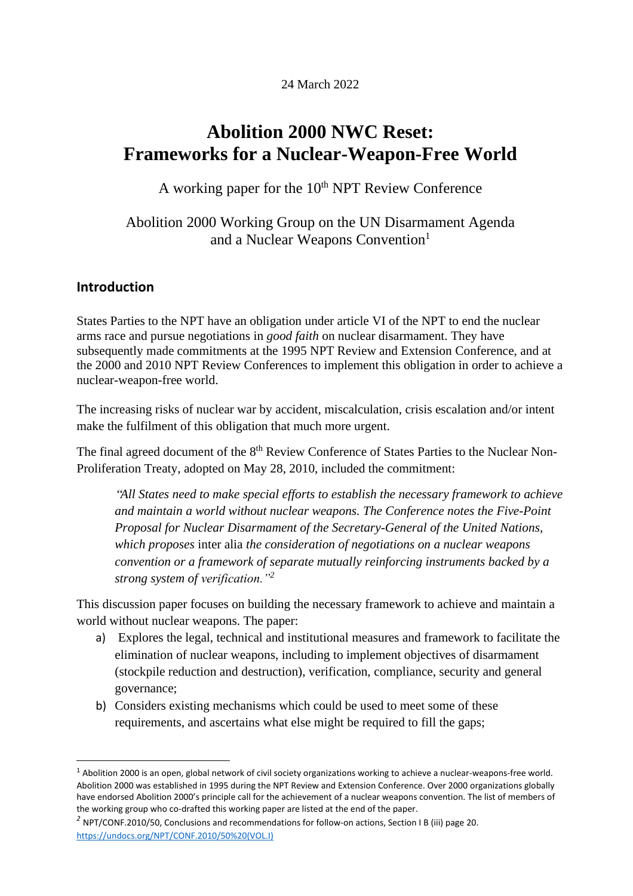24 March 2022

# Abolition 2000 NWC Reset: Frameworks for a Nuclear-Weapon-Free World

A working paper for the 10th NPT Review Conference

Abolition 2000 Working Group on the UN Disarmament Agenda and a Nuclear Weapons Convention[1]

## Introduction

States Parties to the NPT have an obligation under article VI of the NPT to end the nuclear arms race and pursue negotiations in *good faith* on nuclear disarmament. They have subsequently made commitments at the 1995 NPT Review and Extension Conference, and at the 2000 and 2010 NPT Review Conferences to implement this obligation in order to achieve a nuclear-weapon-free world.

The increasing risks of nuclear war by accident, miscalculation, crisis escalation and/or intent make the fulfilment of this obligation that much more urgent.

The final agreed document of the 8th Review Conference of States Parties to the Nuclear Non-Proliferation Treaty, adopted on May 28, 2010, included the commitment:

> *"All States need to make special efforts to establish the necessary framework to achieve and maintain a world without nuclear weapons. The Conference notes the Five-Point Proposal for Nuclear Disarmament of the Secretary-General of the United Nations, which proposes* inter alia *the consideration of negotiations on a nuclear weapons convention or a framework of separate mutually reinforcing instruments backed by a strong system of verification."*[2]

This discussion paper focuses on building the necessary framework to achieve and maintain a world without nuclear weapons. The paper:

a) Explores the legal, technical and institutional measures and framework to facilitate the elimination of nuclear weapons, including to implement objectives of disarmament (stockpile reduction and destruction), verification, compliance, security and general governance;

b) Considers existing mechanisms which could be used to meet some of these requirements, and ascertains what else might be required to fill the gaps;

---

[1] Abolition 2000 is an open, global network of civil society organizations working to achieve a nuclear-weapons-free world. Abolition 2000 was established in 1995 during the NPT Review and Extension Conference. Over 2000 organizations globally have endorsed Abolition 2000's principle call for the achievement of a nuclear weapons convention. The list of members of the working group who co-drafted this working paper are listed at the end of the paper.

[2] NPT/CONF.2010/50, Conclusions and recommendations for follow-on actions, Section I B (iii) page 20. https://undocs.org/NPT/CONF.2010/50%20(VOL.I)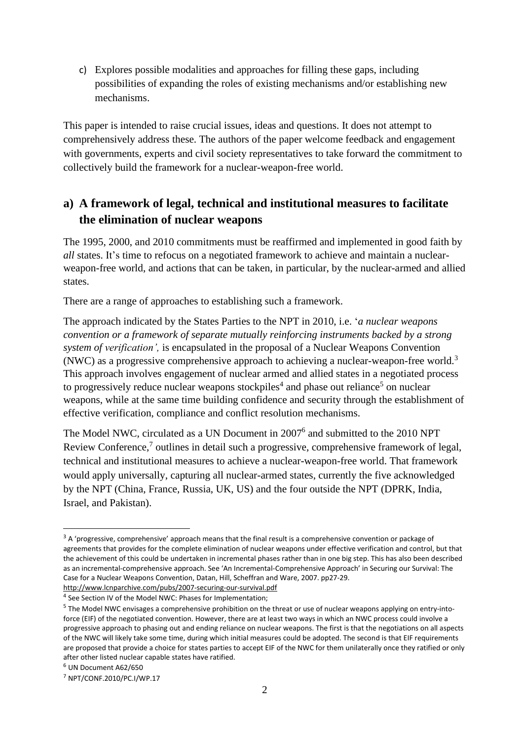c) Explores possible modalities and approaches for filling these gaps, including possibilities of expanding the roles of existing mechanisms and/or establishing new mechanisms.

This paper is intended to raise crucial issues, ideas and questions. It does not attempt to comprehensively address these. The authors of the paper welcome feedback and engagement with governments, experts and civil society representatives to take forward the commitment to collectively build the framework for a nuclear-weapon-free world.

## a) A framework of legal, technical and institutional measures to facilitate the elimination of nuclear weapons

The 1995, 2000, and 2010 commitments must be reaffirmed and implemented in good faith by *all* states. It's time to refocus on a negotiated framework to achieve and maintain a nuclear-weapon-free world, and actions that can be taken, in particular, by the nuclear-armed and allied states.

There are a range of approaches to establishing such a framework.

The approach indicated by the States Parties to the NPT in 2010, i.e. '*a nuclear weapons convention or a framework of separate mutually reinforcing instruments backed by a strong system of verification',* is encapsulated in the proposal of a Nuclear Weapons Convention (NWC) as a progressive comprehensive approach to achieving a nuclear-weapon-free world.[3] This approach involves engagement of nuclear armed and allied states in a negotiated process to progressively reduce nuclear weapons stockpiles[4] and phase out reliance[5] on nuclear weapons, while at the same time building confidence and security through the establishment of effective verification, compliance and conflict resolution mechanisms.

The Model NWC, circulated as a UN Document in 2007[6] and submitted to the 2010 NPT Review Conference,[7] outlines in detail such a progressive, comprehensive framework of legal, technical and institutional measures to achieve a nuclear-weapon-free world. That framework would apply universally, capturing all nuclear-armed states, currently the five acknowledged by the NPT (China, France, Russia, UK, US) and the four outside the NPT (DPRK, India, Israel, and Pakistan).

---

[3] A 'progressive, comprehensive' approach means that the final result is a comprehensive convention or package of agreements that provides for the complete elimination of nuclear weapons under effective verification and control, but that the achievement of this could be undertaken in incremental phases rather than in one big step. This has also been described as an incremental-comprehensive approach. See 'An Incremental-Comprehensive Approach' in Securing our Survival: The Case for a Nuclear Weapons Convention, Datan, Hill, Scheffran and Ware, 2007. pp27-29. http://www.lcnparchive.com/pubs/2007-securing-our-survival.pdf

[4] See Section IV of the Model NWC: Phases for Implementation;

[5] The Model NWC envisages a comprehensive prohibition on the threat or use of nuclear weapons applying on entry-into-force (EIF) of the negotiated convention. However, there are at least two ways in which an NWC process could involve a progressive approach to phasing out and ending reliance on nuclear weapons. The first is that the negotiations on all aspects of the NWC will likely take some time, during which initial measures could be adopted. The second is that EIF requirements are proposed that provide a choice for states parties to accept EIF of the NWC for them unilaterally once they ratified or only after other listed nuclear capable states have ratified.

[6] UN Document A62/650

[7] NPT/CONF.2010/PC.I/WP.17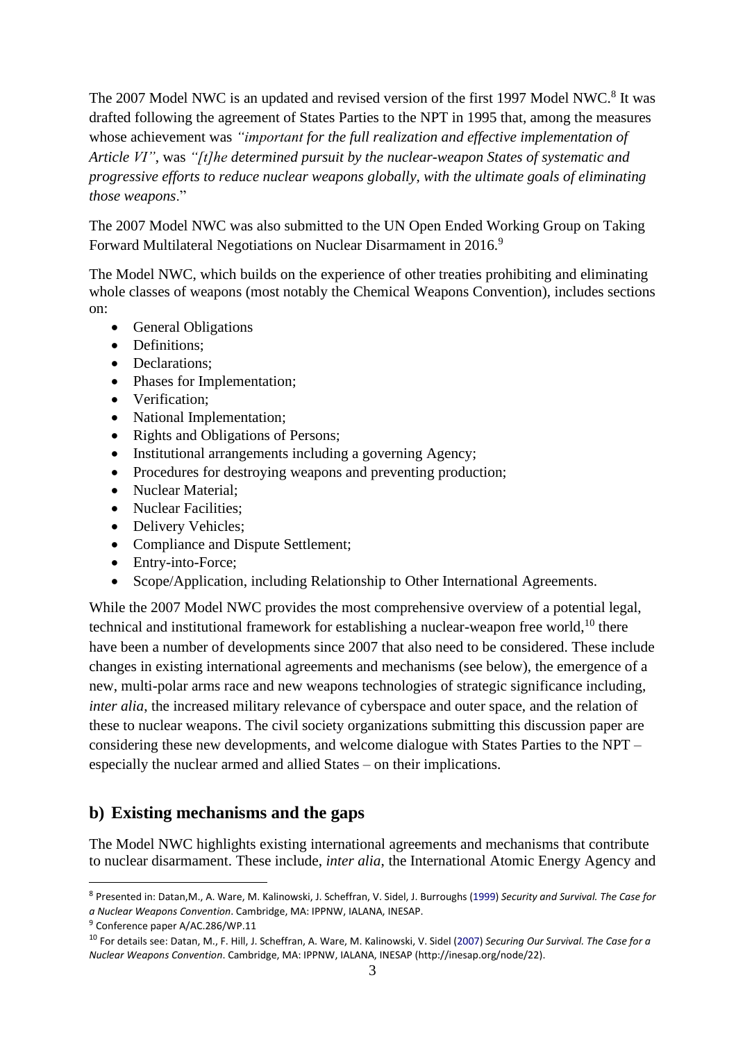The 2007 Model NWC is an updated and revised version of the first 1997 Model NWC.[8] It was drafted following the agreement of States Parties to the NPT in 1995 that, among the measures whose achievement was *"important for the full realization and effective implementation of Article VI"*, was *"[t]he determined pursuit by the nuclear-weapon States of systematic and progressive efforts to reduce nuclear weapons globally, with the ultimate goals of eliminating those weapons*."

The 2007 Model NWC was also submitted to the UN Open Ended Working Group on Taking Forward Multilateral Negotiations on Nuclear Disarmament in 2016.[9]

The Model NWC, which builds on the experience of other treaties prohibiting and eliminating whole classes of weapons (most notably the Chemical Weapons Convention), includes sections on:

- General Obligations
- Definitions;
- Declarations;
- Phases for Implementation;
- Verification;
- National Implementation;
- Rights and Obligations of Persons;
- Institutional arrangements including a governing Agency;
- Procedures for destroying weapons and preventing production;
- Nuclear Material;
- Nuclear Facilities;
- Delivery Vehicles;
- Compliance and Dispute Settlement;
- Entry-into-Force;
- Scope/Application, including Relationship to Other International Agreements.

While the 2007 Model NWC provides the most comprehensive overview of a potential legal, technical and institutional framework for establishing a nuclear-weapon free world,[10] there have been a number of developments since 2007 that also need to be considered. These include changes in existing international agreements and mechanisms (see below), the emergence of a new, multi-polar arms race and new weapons technologies of strategic significance including, *inter alia*, the increased military relevance of cyberspace and outer space, and the relation of these to nuclear weapons. The civil society organizations submitting this discussion paper are considering these new developments, and welcome dialogue with States Parties to the NPT – especially the nuclear armed and allied States – on their implications.

## b) Existing mechanisms and the gaps

The Model NWC highlights existing international agreements and mechanisms that contribute to nuclear disarmament. These include, *inter alia*, the International Atomic Energy Agency and

---

[8] Presented in: Datan,M., A. Ware, M. Kalinowski, J. Scheffran, V. Sidel, J. Burroughs (1999) *Security and Survival. The Case for a Nuclear Weapons Convention*. Cambridge, MA: IPPNW, IALANA, INESAP.

[9] Conference paper A/AC.286/WP.11

[10] For details see: Datan, M., F. Hill, J. Scheffran, A. Ware, M. Kalinowski, V. Sidel (2007) *Securing Our Survival. The Case for a Nuclear Weapons Convention*. Cambridge, MA: IPPNW, IALANA, INESAP (http://inesap.org/node/22).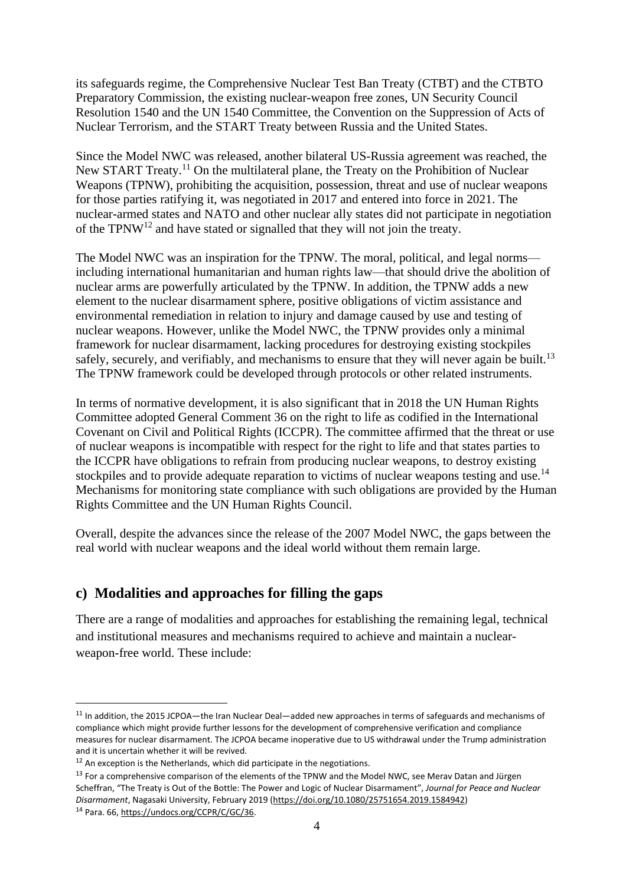its safeguards regime, the Comprehensive Nuclear Test Ban Treaty (CTBT) and the CTBTO Preparatory Commission, the existing nuclear-weapon free zones, UN Security Council Resolution 1540 and the UN 1540 Committee, the Convention on the Suppression of Acts of Nuclear Terrorism, and the START Treaty between Russia and the United States.

Since the Model NWC was released, another bilateral US-Russia agreement was reached, the New START Treaty.[11] On the multilateral plane, the Treaty on the Prohibition of Nuclear Weapons (TPNW), prohibiting the acquisition, possession, threat and use of nuclear weapons for those parties ratifying it, was negotiated in 2017 and entered into force in 2021. The nuclear-armed states and NATO and other nuclear ally states did not participate in negotiation of the TPNW[12] and have stated or signalled that they will not join the treaty.

The Model NWC was an inspiration for the TPNW. The moral, political, and legal norms—including international humanitarian and human rights law—that should drive the abolition of nuclear arms are powerfully articulated by the TPNW. In addition, the TPNW adds a new element to the nuclear disarmament sphere, positive obligations of victim assistance and environmental remediation in relation to injury and damage caused by use and testing of nuclear weapons. However, unlike the Model NWC, the TPNW provides only a minimal framework for nuclear disarmament, lacking procedures for destroying existing stockpiles safely, securely, and verifiably, and mechanisms to ensure that they will never again be built.[13] The TPNW framework could be developed through protocols or other related instruments.

In terms of normative development, it is also significant that in 2018 the UN Human Rights Committee adopted General Comment 36 on the right to life as codified in the International Covenant on Civil and Political Rights (ICCPR). The committee affirmed that the threat or use of nuclear weapons is incompatible with respect for the right to life and that states parties to the ICCPR have obligations to refrain from producing nuclear weapons, to destroy existing stockpiles and to provide adequate reparation to victims of nuclear weapons testing and use.[14] Mechanisms for monitoring state compliance with such obligations are provided by the Human Rights Committee and the UN Human Rights Council.

Overall, despite the advances since the release of the 2007 Model NWC, the gaps between the real world with nuclear weapons and the ideal world without them remain large.

## c) Modalities and approaches for filling the gaps

There are a range of modalities and approaches for establishing the remaining legal, technical and institutional measures and mechanisms required to achieve and maintain a nuclear-weapon-free world. These include:

---

[11] In addition, the 2015 JCPOA—the Iran Nuclear Deal—added new approaches in terms of safeguards and mechanisms of compliance which might provide further lessons for the development of comprehensive verification and compliance measures for nuclear disarmament. The JCPOA became inoperative due to US withdrawal under the Trump administration and it is uncertain whether it will be revived.

[12] An exception is the Netherlands, which did participate in the negotiations.

[13] For a comprehensive comparison of the elements of the TPNW and the Model NWC, see Merav Datan and Jürgen Scheffran, "The Treaty is Out of the Bottle: The Power and Logic of Nuclear Disarmament", *Journal for Peace and Nuclear Disarmament*, Nagasaki University, February 2019 (https://doi.org/10.1080/25751654.2019.1584942)

[14] Para. 66, https://undocs.org/CCPR/C/GC/36.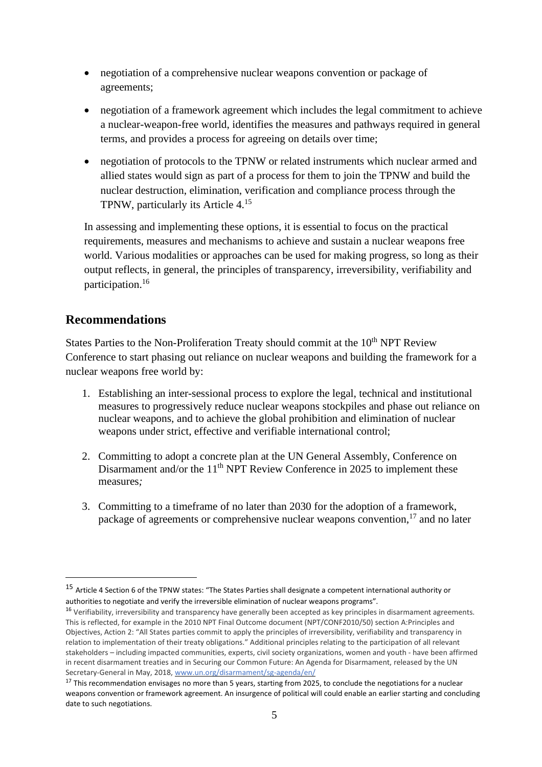- negotiation of a comprehensive nuclear weapons convention or package of agreements;
- negotiation of a framework agreement which includes the legal commitment to achieve a nuclear-weapon-free world, identifies the measures and pathways required in general terms, and provides a process for agreeing on details over time;
- negotiation of protocols to the TPNW or related instruments which nuclear armed and allied states would sign as part of a process for them to join the TPNW and build the nuclear destruction, elimination, verification and compliance process through the TPNW, particularly its Article 4.[15]

In assessing and implementing these options, it is essential to focus on the practical requirements, measures and mechanisms to achieve and sustain a nuclear weapons free world. Various modalities or approaches can be used for making progress, so long as their output reflects, in general, the principles of transparency, irreversibility, verifiability and participation.[16]

## Recommendations

States Parties to the Non-Proliferation Treaty should commit at the 10th NPT Review Conference to start phasing out reliance on nuclear weapons and building the framework for a nuclear weapons free world by:

1. Establishing an inter-sessional process to explore the legal, technical and institutional measures to progressively reduce nuclear weapons stockpiles and phase out reliance on nuclear weapons, and to achieve the global prohibition and elimination of nuclear weapons under strict, effective and verifiable international control;
2. Committing to adopt a concrete plan at the UN General Assembly, Conference on Disarmament and/or the 11th NPT Review Conference in 2025 to implement these measures*;*
3. Committing to a timeframe of no later than 2030 for the adoption of a framework, package of agreements or comprehensive nuclear weapons convention,[17] and no later

---

[15] Article 4 Section 6 of the TPNW states: "The States Parties shall designate a competent international authority or authorities to negotiate and verify the irreversible elimination of nuclear weapons programs".

[16] Verifiability, irreversibility and transparency have generally been accepted as key principles in disarmament agreements. This is reflected, for example in the 2010 NPT Final Outcome document (NPT/CONF2010/50) section A:Principles and Objectives, Action 2: "All States parties commit to apply the principles of irreversibility, verifiability and transparency in relation to implementation of their treaty obligations." Additional principles relating to the participation of all relevant stakeholders – including impacted communities, experts, civil society organizations, women and youth - have been affirmed in recent disarmament treaties and in Securing our Common Future: An Agenda for Disarmament, released by the UN Secretary-General in May, 2018, www.un.org/disarmament/sg-agenda/en/

[17] This recommendation envisages no more than 5 years, starting from 2025, to conclude the negotiations for a nuclear weapons convention or framework agreement. An insurgence of political will could enable an earlier starting and concluding date to such negotiations.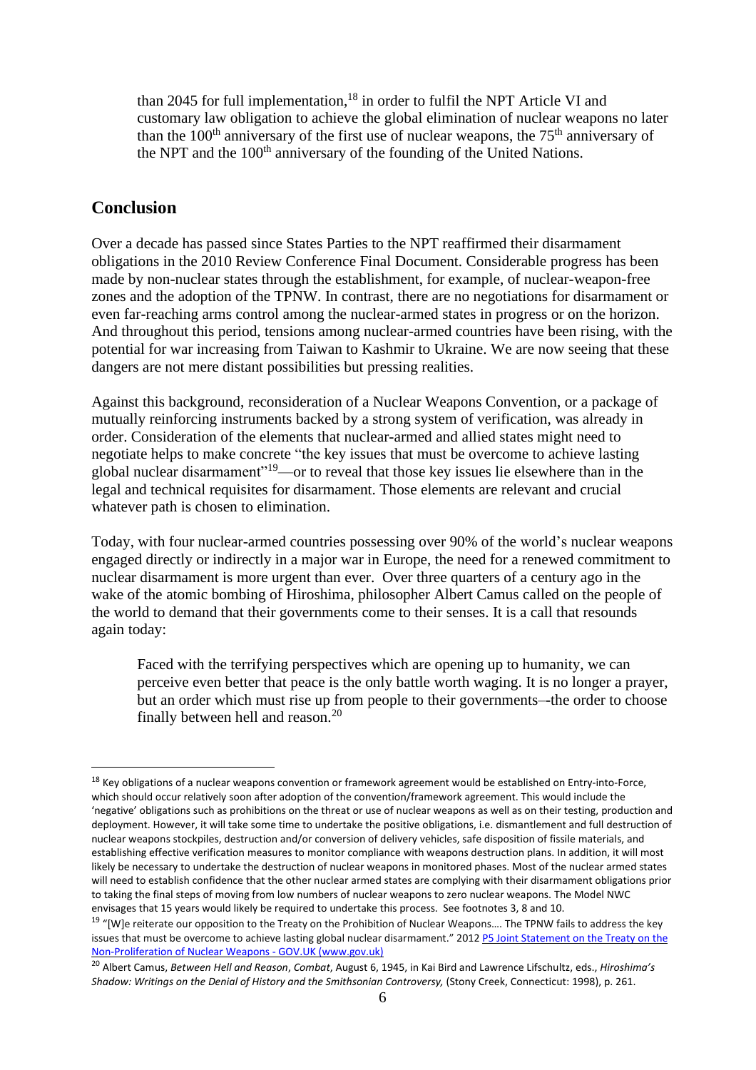than 2045 for full implementation,[18] in order to fulfil the NPT Article VI and customary law obligation to achieve the global elimination of nuclear weapons no later than the 100th anniversary of the first use of nuclear weapons, the 75th anniversary of the NPT and the 100th anniversary of the founding of the United Nations.

## Conclusion

Over a decade has passed since States Parties to the NPT reaffirmed their disarmament obligations in the 2010 Review Conference Final Document. Considerable progress has been made by non-nuclear states through the establishment, for example, of nuclear-weapon-free zones and the adoption of the TPNW. In contrast, there are no negotiations for disarmament or even far-reaching arms control among the nuclear-armed states in progress or on the horizon. And throughout this period, tensions among nuclear-armed countries have been rising, with the potential for war increasing from Taiwan to Kashmir to Ukraine. We are now seeing that these dangers are not mere distant possibilities but pressing realities.

Against this background, reconsideration of a Nuclear Weapons Convention, or a package of mutually reinforcing instruments backed by a strong system of verification, was already in order. Consideration of the elements that nuclear-armed and allied states might need to negotiate helps to make concrete "the key issues that must be overcome to achieve lasting global nuclear disarmament"[19]—or to reveal that those key issues lie elsewhere than in the legal and technical requisites for disarmament. Those elements are relevant and crucial whatever path is chosen to elimination.

Today, with four nuclear-armed countries possessing over 90% of the world's nuclear weapons engaged directly or indirectly in a major war in Europe, the need for a renewed commitment to nuclear disarmament is more urgent than ever. Over three quarters of a century ago in the wake of the atomic bombing of Hiroshima, philosopher Albert Camus called on the people of the world to demand that their governments come to their senses. It is a call that resounds again today:

> Faced with the terrifying perspectives which are opening up to humanity, we can perceive even better that peace is the only battle worth waging. It is no longer a prayer, but an order which must rise up from people to their governments–-the order to choose finally between hell and reason.[20]

---

[18] Key obligations of a nuclear weapons convention or framework agreement would be established on Entry-into-Force, which should occur relatively soon after adoption of the convention/framework agreement. This would include the 'negative' obligations such as prohibitions on the threat or use of nuclear weapons as well as on their testing, production and deployment. However, it will take some time to undertake the positive obligations, i.e. dismantlement and full destruction of nuclear weapons stockpiles, destruction and/or conversion of delivery vehicles, safe disposition of fissile materials, and establishing effective verification measures to monitor compliance with weapons destruction plans. In addition, it will most likely be necessary to undertake the destruction of nuclear weapons in monitored phases. Most of the nuclear armed states will need to establish confidence that the other nuclear armed states are complying with their disarmament obligations prior to taking the final steps of moving from low numbers of nuclear weapons to zero nuclear weapons. The Model NWC envisages that 15 years would likely be required to undertake this process. See footnotes 3, 8 and 10.

[19] "[W]e reiterate our opposition to the Treaty on the Prohibition of Nuclear Weapons…. The TPNW fails to address the key issues that must be overcome to achieve lasting global nuclear disarmament." 2012 P5 Joint Statement on the Treaty on the Non-Proliferation of Nuclear Weapons - GOV.UK (www.gov.uk)

[20] Albert Camus, *Between Hell and Reason*, *Combat*, August 6, 1945, in Kai Bird and Lawrence Lifschultz, eds., *Hiroshima's Shadow: Writings on the Denial of History and the Smithsonian Controversy,* (Stony Creek, Connecticut: 1998), p. 261.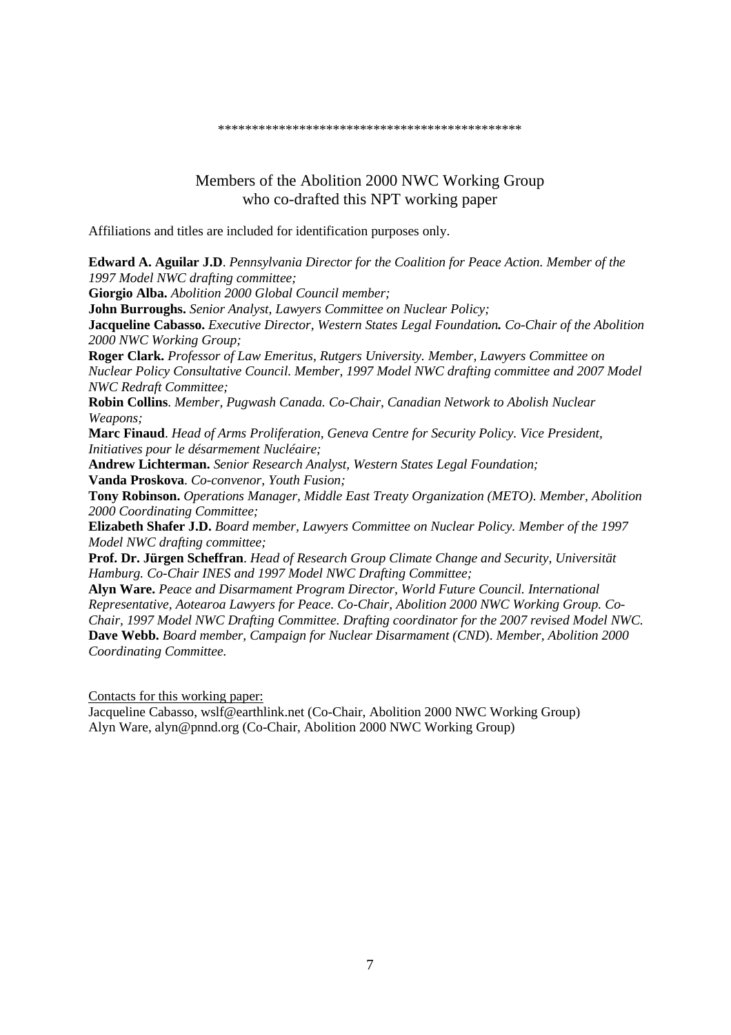*********************************************

## Members of the Abolition 2000 NWC Working Group who co-drafted this NPT working paper

Affiliations and titles are included for identification purposes only.

**Edward A. Aguilar J.D**. *Pennsylvania Director for the Coalition for Peace Action. Member of the 1997 Model NWC drafting committee;*
**Giorgio Alba.** *Abolition 2000 Global Council member;*
**John Burroughs.** *Senior Analyst, Lawyers Committee on Nuclear Policy;*
**Jacqueline Cabasso.** *Executive Director, Western States Legal Foundation. Co-Chair of the Abolition 2000 NWC Working Group;*
**Roger Clark.** *Professor of Law Emeritus, Rutgers University. Member, Lawyers Committee on Nuclear Policy Consultative Council. Member, 1997 Model NWC drafting committee and 2007 Model NWC Redraft Committee;*
**Robin Collins**. *Member, Pugwash Canada. Co-Chair, Canadian Network to Abolish Nuclear Weapons;*
**Marc Finaud**. *Head of Arms Proliferation, Geneva Centre for Security Policy. Vice President, Initiatives pour le désarmement Nucléaire;*
**Andrew Lichterman.** *Senior Research Analyst, Western States Legal Foundation;*
**Vanda Proskova**. *Co-convenor, Youth Fusion;*
**Tony Robinson.** *Operations Manager, Middle East Treaty Organization (METO). Member, Abolition 2000 Coordinating Committee;*
**Elizabeth Shafer J.D.** *Board member, Lawyers Committee on Nuclear Policy. Member of the 1997 Model NWC drafting committee;*
**Prof. Dr. Jürgen Scheffran**. *Head of Research Group Climate Change and Security, Universität Hamburg. Co-Chair INES and 1997 Model NWC Drafting Committee;*
**Alyn Ware.** *Peace and Disarmament Program Director, World Future Council. International Representative, Aotearoa Lawyers for Peace. Co-Chair, Abolition 2000 NWC Working Group. Co-Chair, 1997 Model NWC Drafting Committee. Drafting coordinator for the 2007 revised Model NWC.*
**Dave Webb.** *Board member, Campaign for Nuclear Disarmament (CND). Member, Abolition 2000 Coordinating Committee.*

Contacts for this working paper:
Jacqueline Cabasso, wslf@earthlink.net (Co-Chair, Abolition 2000 NWC Working Group)
Alyn Ware, alyn@pnnd.org (Co-Chair, Abolition 2000 NWC Working Group)